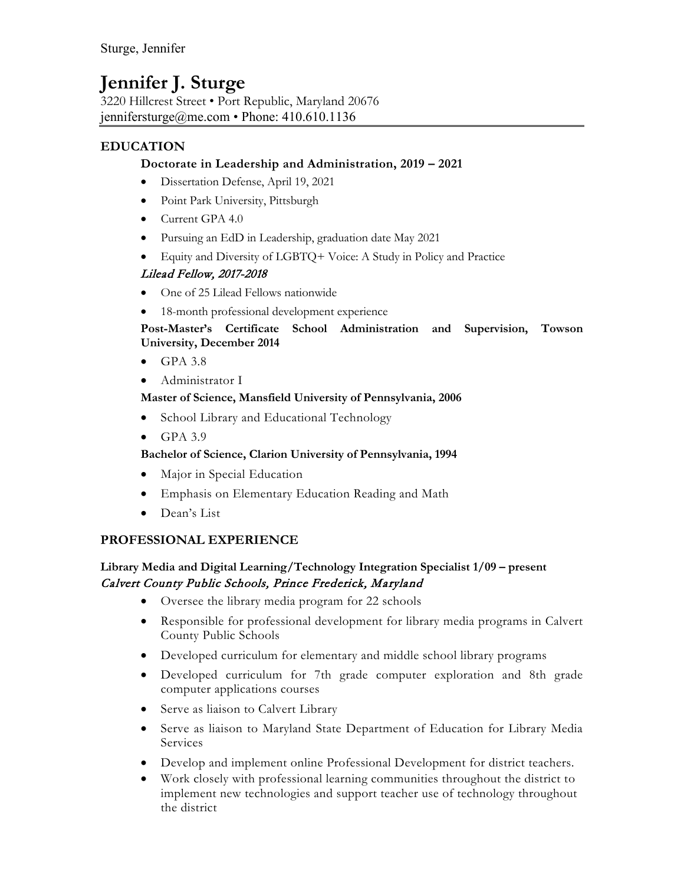# Jennifer J. Sturge

3220 Hillcrest Street • Port Republic, Maryland 20676
jennifersturge@me.com • Phone: 410.610.1136

## EDUCATION

**Doctorate in Leadership and Administration, 2019 – 2021**

- Dissertation Defense, April 19, 2021
- Point Park University, Pittsburgh
- Current GPA 4.0
- Pursuing an EdD in Leadership, graduation date May 2021
- Equity and Diversity of LGBTQ+ Voice: A Study in Policy and Practice

*Lilead Fellow, 2017-2018*

- One of 25 Lilead Fellows nationwide
- 18-month professional development experience

**Post-Master's Certificate School Administration and Supervision, Towson University, December 2014**

- GPA 3.8
- Administrator I

**Master of Science, Mansfield University of Pennsylvania, 2006**

- School Library and Educational Technology
- GPA 3.9

**Bachelor of Science, Clarion University of Pennsylvania, 1994**

- Major in Special Education
- Emphasis on Elementary Education Reading and Math
- Dean's List

## PROFESSIONAL EXPERIENCE

**Library Media and Digital Learning/Technology Integration Specialist 1/09 – present**
*Calvert County Public Schools, Prince Frederick, Maryland*

- Oversee the library media program for 22 schools
- Responsible for professional development for library media programs in Calvert County Public Schools
- Developed curriculum for elementary and middle school library programs
- Developed curriculum for 7th grade computer exploration and 8th grade computer applications courses
- Serve as liaison to Calvert Library
- Serve as liaison to Maryland State Department of Education for Library Media Services
- Develop and implement online Professional Development for district teachers.
- Work closely with professional learning communities throughout the district to implement new technologies and support teacher use of technology throughout the district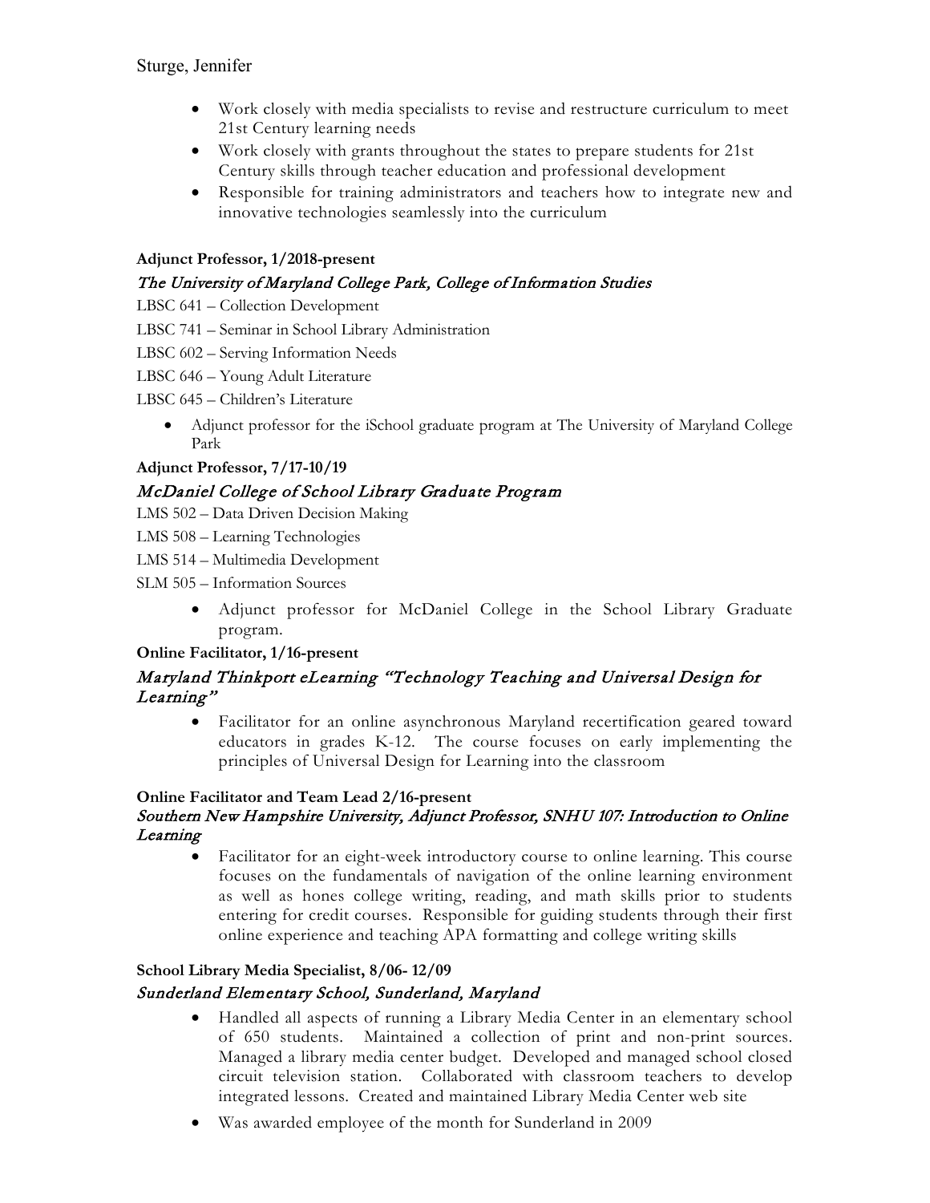- Work closely with media specialists to revise and restructure curriculum to meet 21st Century learning needs
- Work closely with grants throughout the states to prepare students for 21st Century skills through teacher education and professional development
- Responsible for training administrators and teachers how to integrate new and innovative technologies seamlessly into the curriculum

**Adjunct Professor, 1/2018-present**

*The University of Maryland College Park, College of Information Studies*

LBSC 641 – Collection Development

LBSC 741 – Seminar in School Library Administration

LBSC 602 – Serving Information Needs

LBSC 646 – Young Adult Literature

LBSC 645 – Children's Literature

- Adjunct professor for the iSchool graduate program at The University of Maryland College Park

**Adjunct Professor, 7/17-10/19**

*McDaniel College of School Library Graduate Program*

LMS 502 – Data Driven Decision Making

LMS 508 – Learning Technologies

LMS 514 – Multimedia Development

SLM 505 – Information Sources

- Adjunct professor for McDaniel College in the School Library Graduate program.

**Online Facilitator, 1/16-present**

*Maryland Thinkport eLearning "Technology Teaching and Universal Design for Learning"*

- Facilitator for an online asynchronous Maryland recertification geared toward educators in grades K-12. The course focuses on early implementing the principles of Universal Design for Learning into the classroom

**Online Facilitator and Team Lead 2/16-present**

*Southern New Hampshire University, Adjunct Professor, SNHU 107: Introduction to Online Learning*

- Facilitator for an eight-week introductory course to online learning. This course focuses on the fundamentals of navigation of the online learning environment as well as hones college writing, reading, and math skills prior to students entering for credit courses. Responsible for guiding students through their first online experience and teaching APA formatting and college writing skills

**School Library Media Specialist, 8/06- 12/09**

*Sunderland Elementary School, Sunderland, Maryland*

- Handled all aspects of running a Library Media Center in an elementary school of 650 students. Maintained a collection of print and non-print sources. Managed a library media center budget. Developed and managed school closed circuit television station. Collaborated with classroom teachers to develop integrated lessons. Created and maintained Library Media Center web site
- Was awarded employee of the month for Sunderland in 2009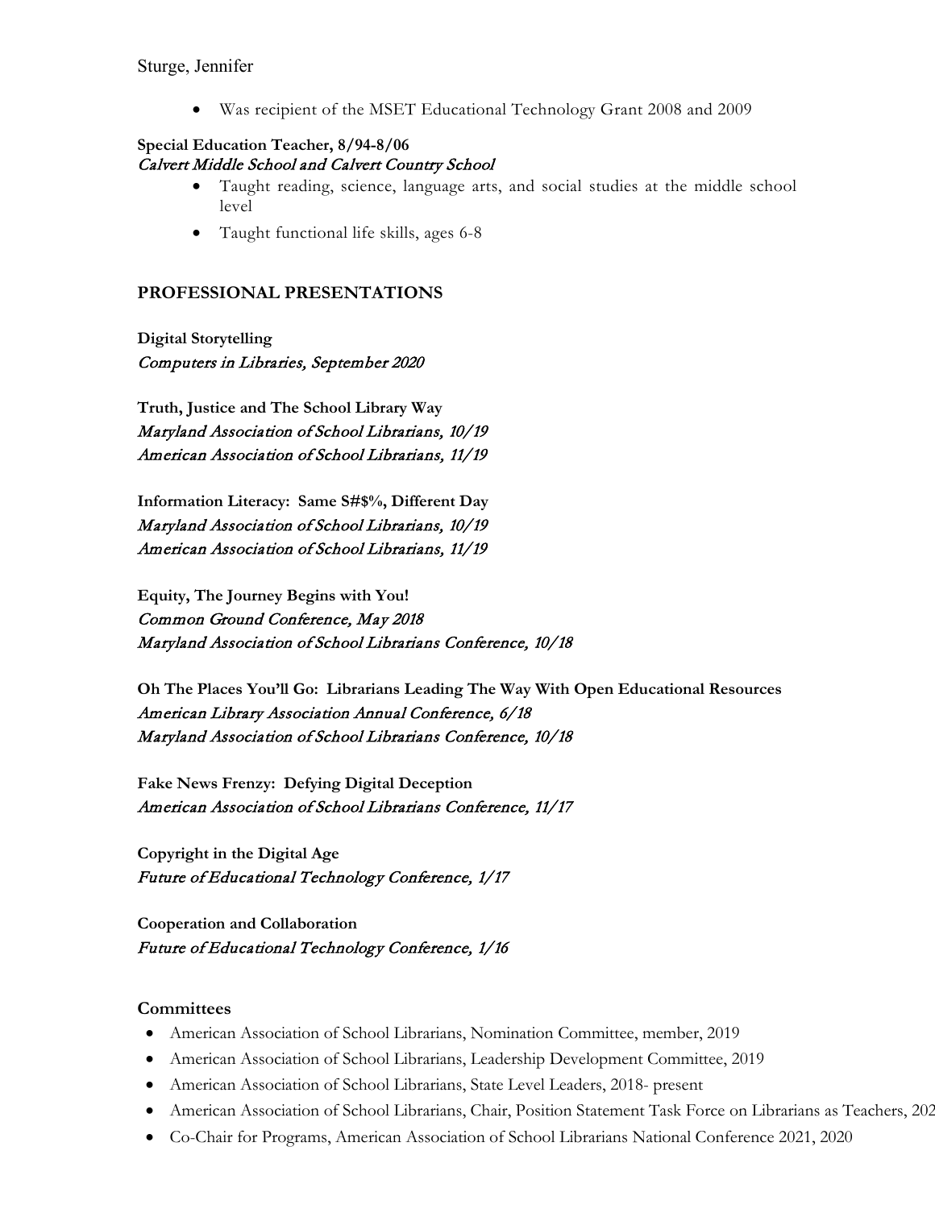- Was recipient of the MSET Educational Technology Grant 2008 and 2009

**Special Education Teacher, 8/94-8/06**
*Calvert Middle School and Calvert Country School*

- Taught reading, science, language arts, and social studies at the middle school level
- Taught functional life skills, ages 6-8

## PROFESSIONAL PRESENTATIONS

**Digital Storytelling**
*Computers in Libraries, September 2020*

**Truth, Justice and The School Library Way**
*Maryland Association of School Librarians, 10/19*
*American Association of School Librarians, 11/19*

**Information Literacy: Same S#$%, Different Day**
*Maryland Association of School Librarians, 10/19*
*American Association of School Librarians, 11/19*

**Equity, The Journey Begins with You!**
*Common Ground Conference, May 2018*
*Maryland Association of School Librarians Conference, 10/18*

**Oh The Places You'll Go: Librarians Leading The Way With Open Educational Resources**
*American Library Association Annual Conference, 6/18*
*Maryland Association of School Librarians Conference, 10/18*

**Fake News Frenzy: Defying Digital Deception**
*American Association of School Librarians Conference, 11/17*

**Copyright in the Digital Age**
*Future of Educational Technology Conference, 1/17*

**Cooperation and Collaboration**
*Future of Educational Technology Conference, 1/16*

### Committees

- American Association of School Librarians, Nomination Committee, member, 2019
- American Association of School Librarians, Leadership Development Committee, 2019
- American Association of School Librarians, State Level Leaders, 2018- present
- American Association of School Librarians, Chair, Position Statement Task Force on Librarians as Teachers, 202
- Co-Chair for Programs, American Association of School Librarians National Conference 2021, 2020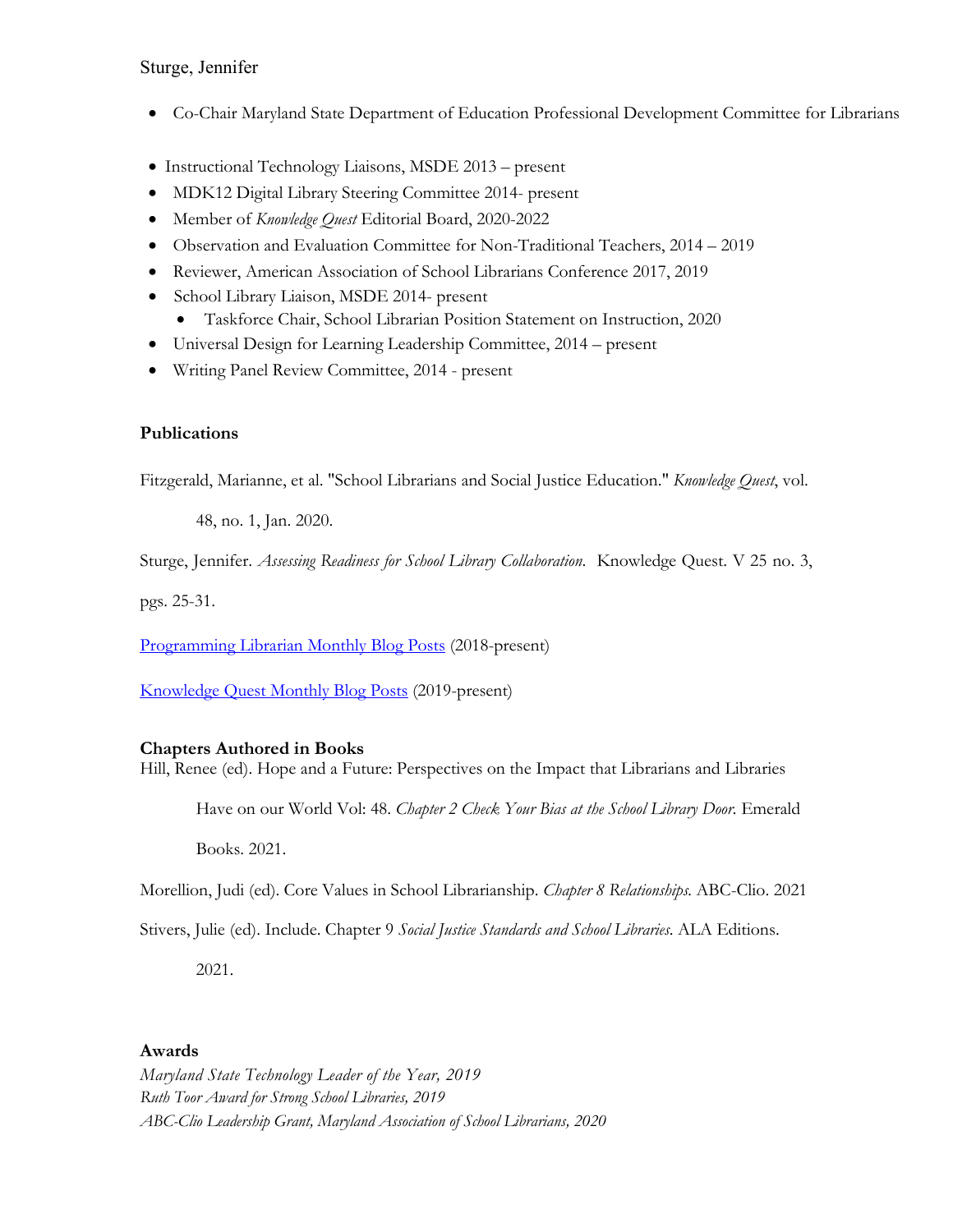- Co-Chair Maryland State Department of Education Professional Development Committee for Librarians

- Instructional Technology Liaisons, MSDE 2013 – present
- MDK12 Digital Library Steering Committee 2014- present
- Member of *Knowledge Quest* Editorial Board, 2020-2022
- Observation and Evaluation Committee for Non-Traditional Teachers, 2014 – 2019
- Reviewer, American Association of School Librarians Conference 2017, 2019
- School Library Liaison, MSDE 2014- present
  - Taskforce Chair, School Librarian Position Statement on Instruction, 2020
- Universal Design for Learning Leadership Committee, 2014 – present
- Writing Panel Review Committee, 2014 - present

**Publications**

Fitzgerald, Marianne, et al. "School Librarians and Social Justice Education." *Knowledge Quest*, vol. 48, no. 1, Jan. 2020.

Sturge, Jennifer. *Assessing Readiness for School Library Collaboration.* Knowledge Quest. V 25 no. 3, pgs. 25-31.

[Programming Librarian Monthly Blog Posts]() (2018-present)

[Knowledge Quest Monthly Blog Posts]() (2019-present)

**Chapters Authored in Books**

Hill, Renee (ed). Hope and a Future: Perspectives on the Impact that Librarians and Libraries Have on our World Vol: 48. *Chapter 2 Check Your Bias at the School Library Door.* Emerald Books. 2021.

Morellion, Judi (ed). Core Values in School Librarianship. *Chapter 8 Relationships.* ABC-Clio. 2021

Stivers, Julie (ed). Include. Chapter 9 *Social Justice Standards and School Libraries.* ALA Editions. 2021.

**Awards**

*Maryland State Technology Leader of the Year, 2019*
*Ruth Toor Award for Strong School Libraries, 2019*
*ABC-Clio Leadership Grant, Maryland Association of School Librarians, 2020*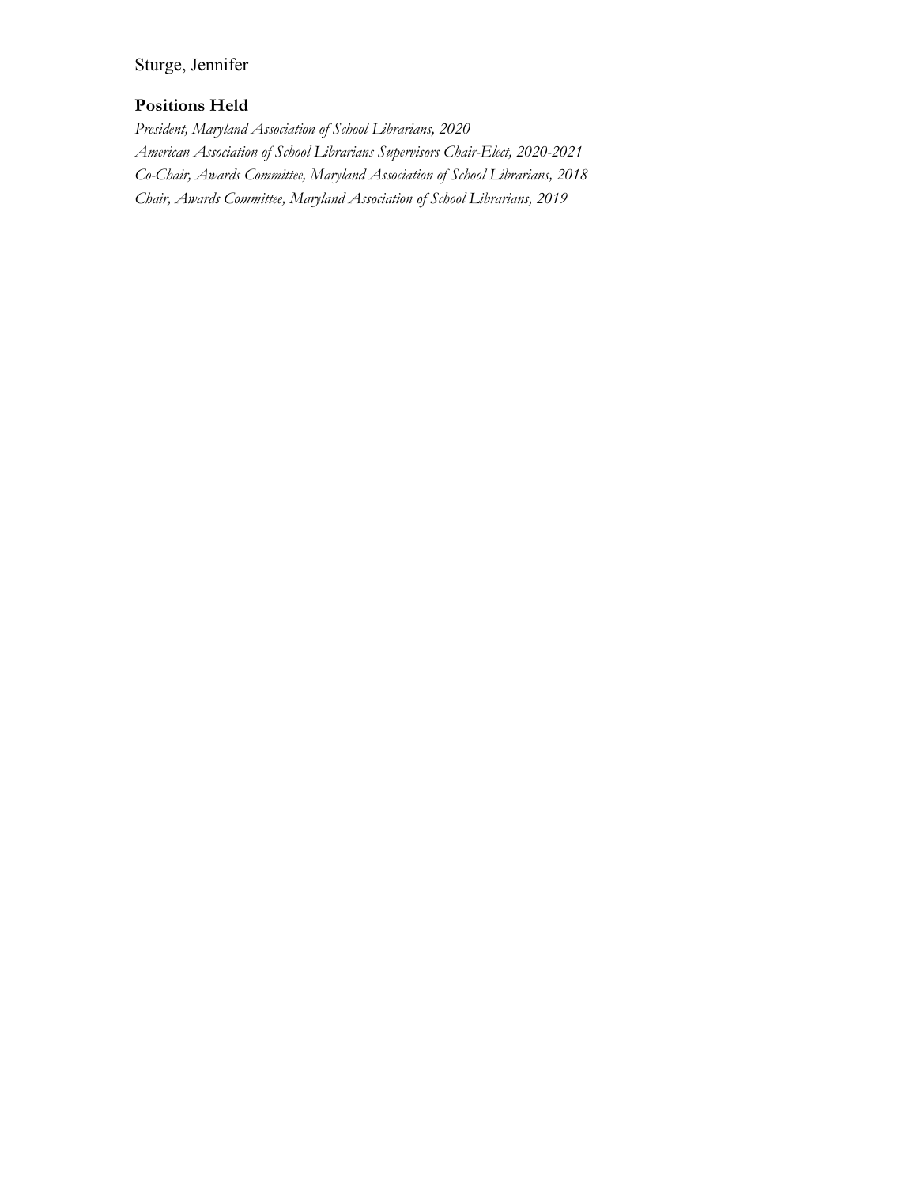## Positions Held

*President, Maryland Association of School Librarians, 2020*
*American Association of School Librarians Supervisors Chair-Elect, 2020-2021*
*Co-Chair, Awards Committee, Maryland Association of School Librarians, 2018*
*Chair, Awards Committee, Maryland Association of School Librarians, 2019*